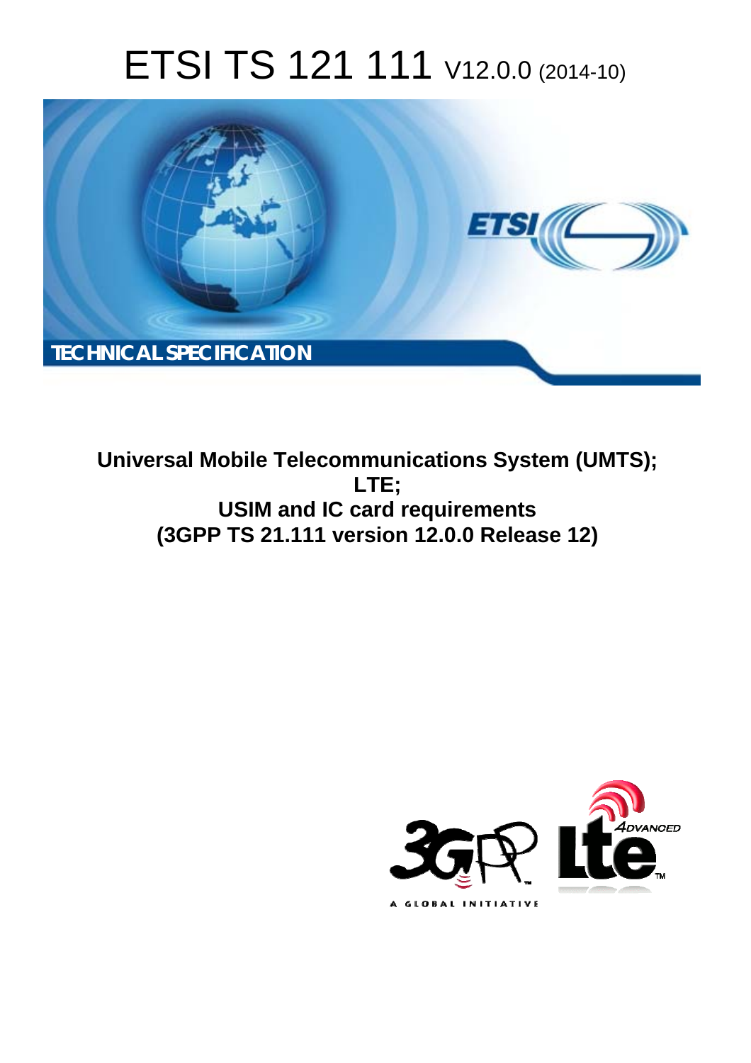# ETSI TS 121 111 V12.0.0 (2014-10)

**TECHNICAL SPECIFICATION**

**Universal Mobile Telecommunications System (UMTS);**
**LTE;**
**USIM and IC card requirements**
**(3GPP TS 21.111 version 12.0.0 Release 12)**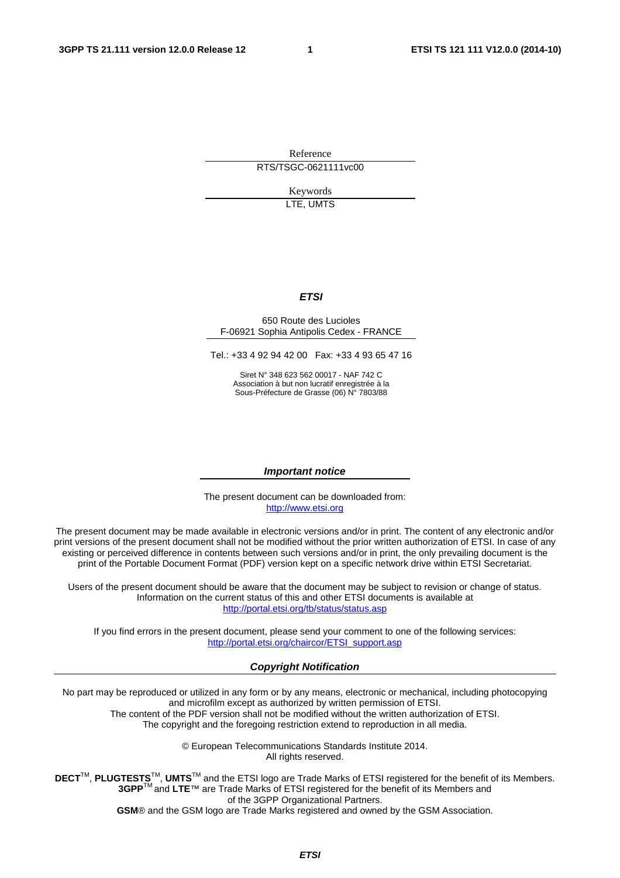Reference

RTS/TSGC-0621111vc00

Keywords

LTE, UMTS

***ETSI***

650 Route des Lucioles
F-06921 Sophia Antipolis Cedex - FRANCE

Tel.: +33 4 92 94 42 00 Fax: +33 4 93 65 47 16

Siret N° 348 623 562 00017 - NAF 742 C
Association à but non lucratif enregistrée à la
Sous-Préfecture de Grasse (06) N° 7803/88

***Important notice***

The present document can be downloaded from:
http://www.etsi.org

The present document may be made available in electronic versions and/or in print. The content of any electronic and/or print versions of the present document shall not be modified without the prior written authorization of ETSI. In case of any existing or perceived difference in contents between such versions and/or in print, the only prevailing document is the print of the Portable Document Format (PDF) version kept on a specific network drive within ETSI Secretariat.

Users of the present document should be aware that the document may be subject to revision or change of status. Information on the current status of this and other ETSI documents is available at
http://portal.etsi.org/tb/status/status.asp

If you find errors in the present document, please send your comment to one of the following services:
http://portal.etsi.org/chaircor/ETSI_support.asp

***Copyright Notification***

No part may be reproduced or utilized in any form or by any means, electronic or mechanical, including photocopying and microfilm except as authorized by written permission of ETSI.
The content of the PDF version shall not be modified without the written authorization of ETSI.
The copyright and the foregoing restriction extend to reproduction in all media.

© European Telecommunications Standards Institute 2014.
All rights reserved.

**DECT**™, **PLUGTESTS**™, **UMTS**™ and the ETSI logo are Trade Marks of ETSI registered for the benefit of its Members.
**3GPP**™ and **LTE**™ are Trade Marks of ETSI registered for the benefit of its Members and of the 3GPP Organizational Partners.
**GSM**® and the GSM logo are Trade Marks registered and owned by the GSM Association.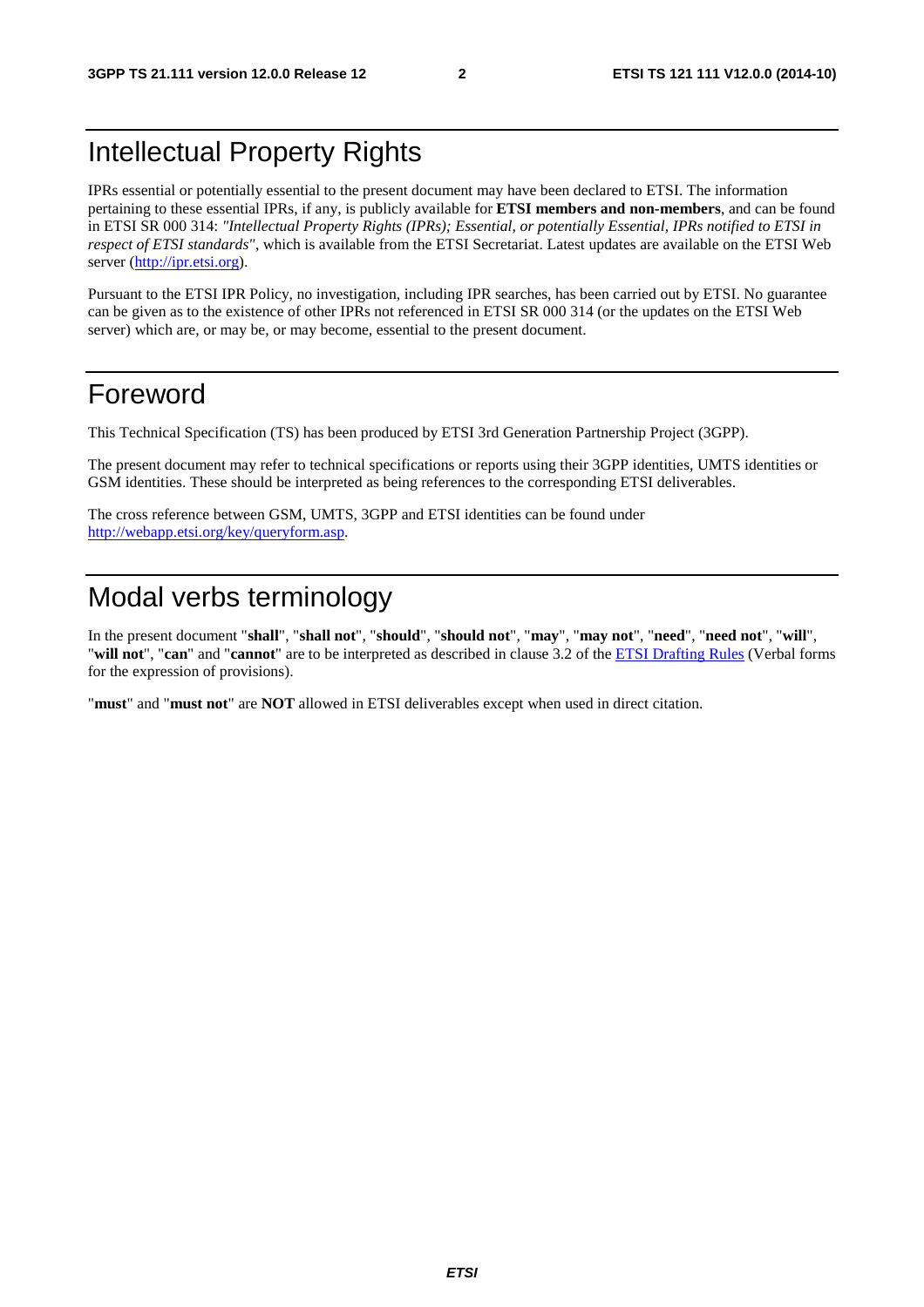# Intellectual Property Rights

IPRs essential or potentially essential to the present document may have been declared to ETSI. The information pertaining to these essential IPRs, if any, is publicly available for **ETSI members and non-members**, and can be found in ETSI SR 000 314: *"Intellectual Property Rights (IPRs); Essential, or potentially Essential, IPRs notified to ETSI in respect of ETSI standards"*, which is available from the ETSI Secretariat. Latest updates are available on the ETSI Web server (http://ipr.etsi.org).

Pursuant to the ETSI IPR Policy, no investigation, including IPR searches, has been carried out by ETSI. No guarantee can be given as to the existence of other IPRs not referenced in ETSI SR 000 314 (or the updates on the ETSI Web server) which are, or may be, or may become, essential to the present document.

# Foreword

This Technical Specification (TS) has been produced by ETSI 3rd Generation Partnership Project (3GPP).

The present document may refer to technical specifications or reports using their 3GPP identities, UMTS identities or GSM identities. These should be interpreted as being references to the corresponding ETSI deliverables.

The cross reference between GSM, UMTS, 3GPP and ETSI identities can be found under http://webapp.etsi.org/key/queryform.asp.

# Modal verbs terminology

In the present document "**shall**", "**shall not**", "**should**", "**should not**", "**may**", "**may not**", "**need**", "**need not**", "**will**", "**will not**", "**can**" and "**cannot**" are to be interpreted as described in clause 3.2 of the ETSI Drafting Rules (Verbal forms for the expression of provisions).

"**must**" and "**must not**" are **NOT** allowed in ETSI deliverables except when used in direct citation.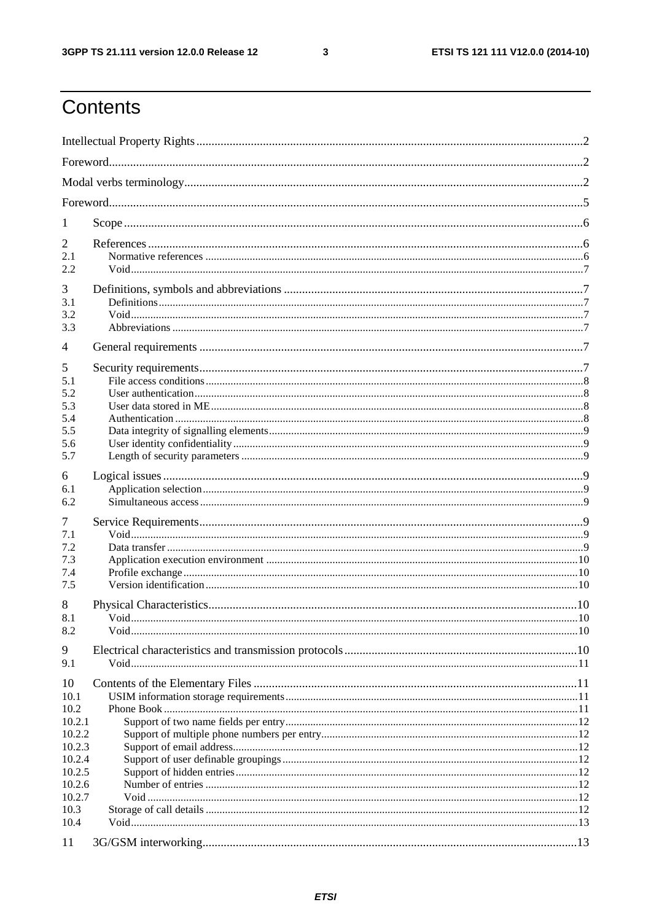# Contents

Intellectual Property Rights ............................................................................................................................2

Foreword.........................................................................................................................................................2

Modal verbs terminology.................................................................................................................................2

Foreword.........................................................................................................................................................5

1 Scope ...........................................................................................................................................................6

2 References .....................................................................................................................................................6
2.1 Normative references .................................................................................................................................6
2.2 Void...........................................................................................................................................................7

3 Definitions, symbols and abbreviations ........................................................................................................7
3.1 Definitions.................................................................................................................................................7
3.2 Void...........................................................................................................................................................7
3.3 Abbreviations ............................................................................................................................................7

4 General requirements ...................................................................................................................................7

5 Security requirements...................................................................................................................................7
5.1 File access conditions................................................................................................................................8
5.2 User authentication....................................................................................................................................8
5.3 User data stored in ME ..............................................................................................................................8
5.4 Authentication ...........................................................................................................................................8
5.5 Data integrity of signalling elements..........................................................................................................9
5.6 User identity confidentiality.......................................................................................................................9
5.7 Length of security parameters ....................................................................................................................9

6 Logical issues ...............................................................................................................................................9
6.1 Application selection..................................................................................................................................9
6.2 Simultaneous access...................................................................................................................................9

7 Service Requirements...................................................................................................................................9
7.1 Void...........................................................................................................................................................9
7.2 Data transfer ..............................................................................................................................................9
7.3 Application execution environment ..........................................................................................................10
7.4 Profile exchange.......................................................................................................................................10
7.5 Version identification...............................................................................................................................10

8 Physical Characteristics..............................................................................................................................10
8.1 Void.........................................................................................................................................................10
8.2 Void.........................................................................................................................................................10

9 Electrical characteristics and transmission protocols..................................................................................10
9.1 Void.........................................................................................................................................................11

10 Contents of the Elementary Files ...............................................................................................................11
10.1 USIM information storage requirements..................................................................................................11
10.2 Phone Book .............................................................................................................................................11
10.2.1 Support of two name fields per entry....................................................................................................12
10.2.2 Support of multiple phone numbers per entry.......................................................................................12
10.2.3 Support of email address......................................................................................................................12
10.2.4 Support of user definable groupings.....................................................................................................12
10.2.5 Support of hidden entries......................................................................................................................12
10.2.6 Number of entries ................................................................................................................................12
10.2.7 Void ....................................................................................................................................................12
10.3 Storage of call details ...............................................................................................................................12
10.4 Void.........................................................................................................................................................13

11 3G/GSM interworking...............................................................................................................................13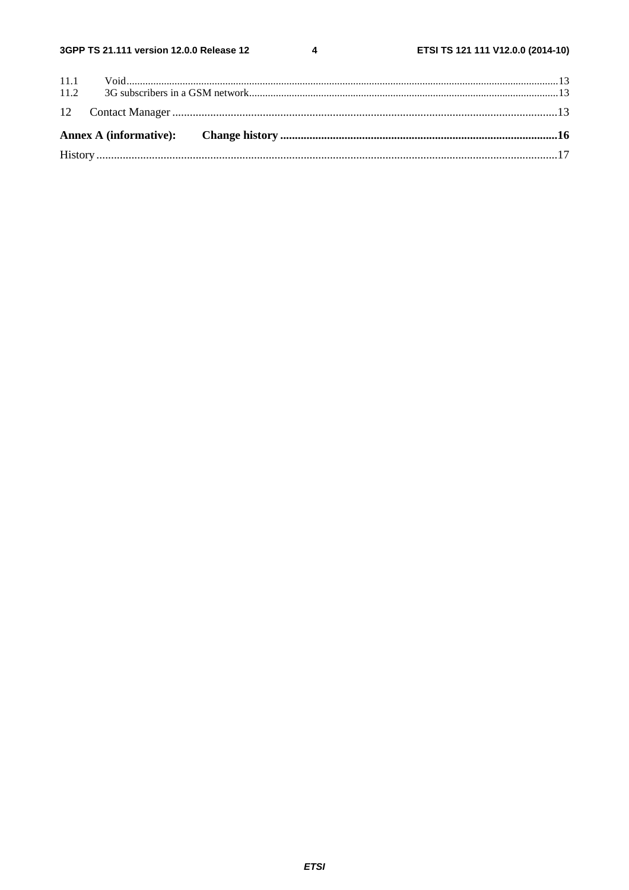11.1 Void .......................................................................................................................................................13
11.2 3G subscribers in a GSM network ...............................................................................................................13

12 Contact Manager ......................................................................................................................................13

**Annex A (informative): Change history ................................................................................................16**

History ..............................................................................................................................................................17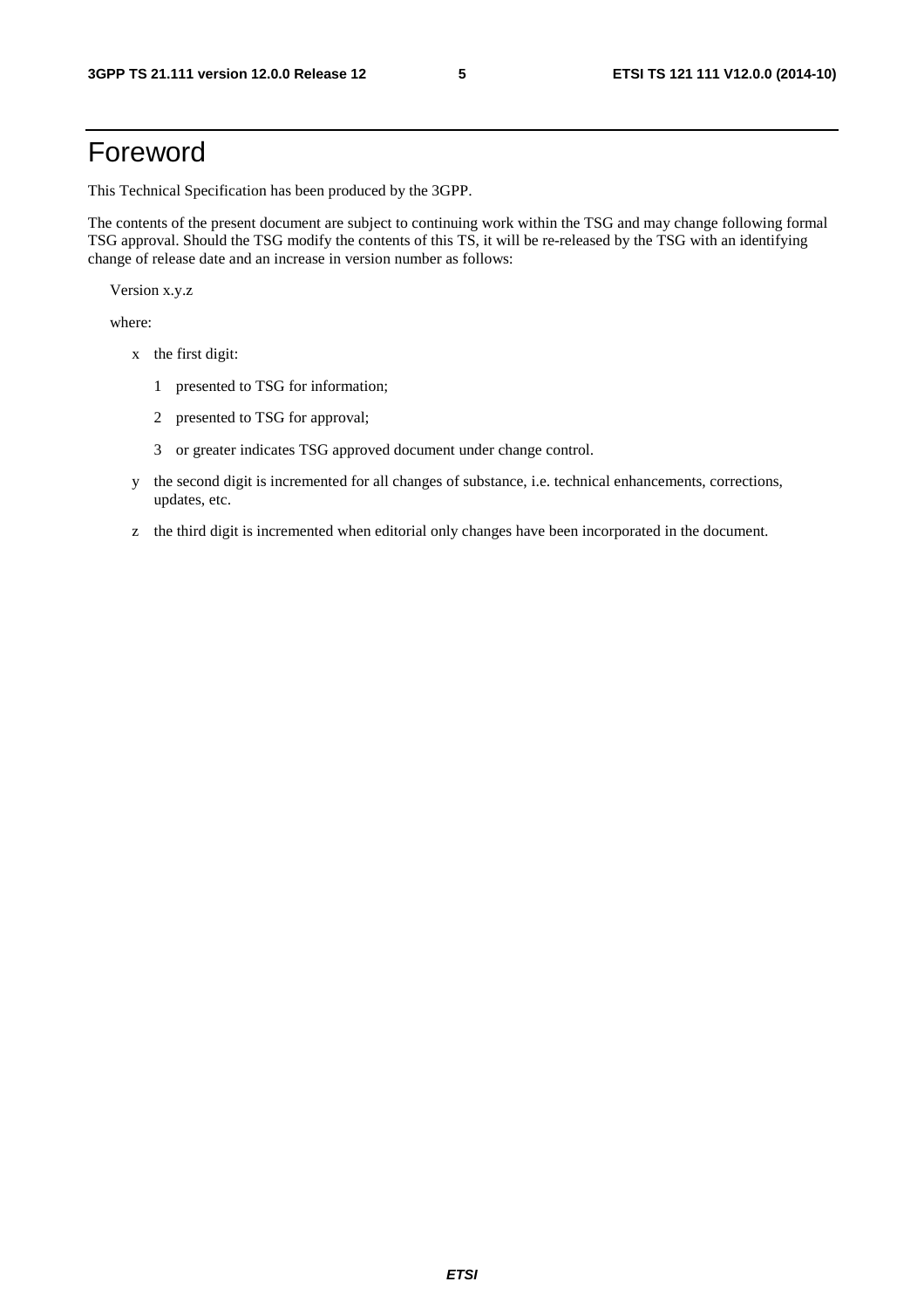# Foreword

This Technical Specification has been produced by the 3GPP.

The contents of the present document are subject to continuing work within the TSG and may change following formal TSG approval. Should the TSG modify the contents of this TS, it will be re-released by the TSG with an identifying change of release date and an increase in version number as follows:

Version x.y.z

where:

- x the first digit:
  - 1 presented to TSG for information;
  - 2 presented to TSG for approval;
  - 3 or greater indicates TSG approved document under change control.
- y the second digit is incremented for all changes of substance, i.e. technical enhancements, corrections, updates, etc.
- z the third digit is incremented when editorial only changes have been incorporated in the document.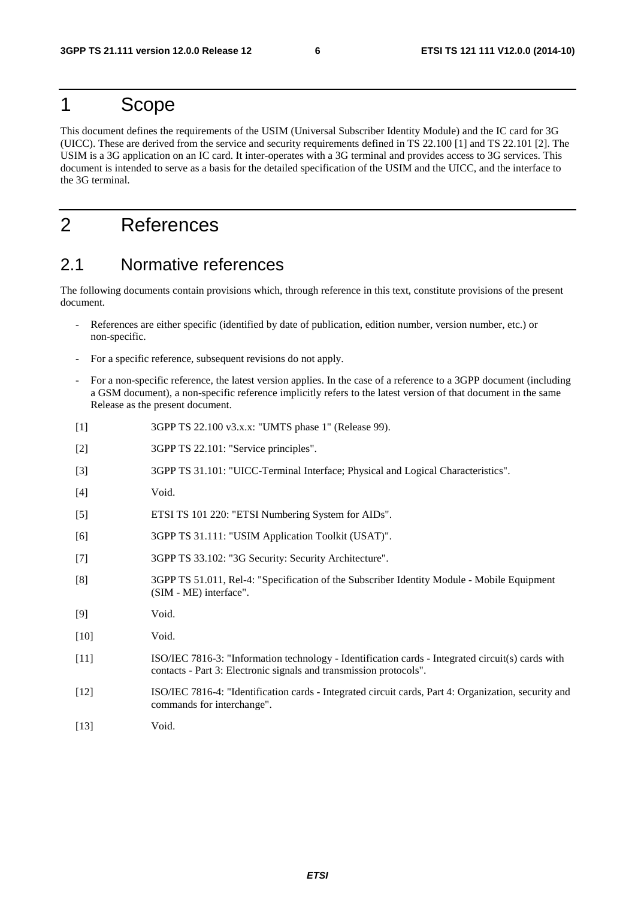# 1 Scope

This document defines the requirements of the USIM (Universal Subscriber Identity Module) and the IC card for 3G (UICC). These are derived from the service and security requirements defined in TS 22.100 [1] and TS 22.101 [2]. The USIM is a 3G application on an IC card. It inter-operates with a 3G terminal and provides access to 3G services. This document is intended to serve as a basis for the detailed specification of the USIM and the UICC, and the interface to the 3G terminal.

# 2 References

## 2.1 Normative references

The following documents contain provisions which, through reference in this text, constitute provisions of the present document.

- References are either specific (identified by date of publication, edition number, version number, etc.) or non-specific.
- For a specific reference, subsequent revisions do not apply.
- For a non-specific reference, the latest version applies. In the case of a reference to a 3GPP document (including a GSM document), a non-specific reference implicitly refers to the latest version of that document in the same Release as the present document.

[1] 3GPP TS 22.100 v3.x.x: "UMTS phase 1" (Release 99).

[2] 3GPP TS 22.101: "Service principles".

[3] 3GPP TS 31.101: "UICC-Terminal Interface; Physical and Logical Characteristics".

[4] Void.

[5] ETSI TS 101 220: "ETSI Numbering System for AIDs".

[6] 3GPP TS 31.111: "USIM Application Toolkit (USAT)".

[7] 3GPP TS 33.102: "3G Security: Security Architecture".

[8] 3GPP TS 51.011, Rel-4: "Specification of the Subscriber Identity Module - Mobile Equipment (SIM - ME) interface".

[9] Void.

[10] Void.

[11] ISO/IEC 7816-3: "Information technology - Identification cards - Integrated circuit(s) cards with contacts - Part 3: Electronic signals and transmission protocols".

[12] ISO/IEC 7816-4: "Identification cards - Integrated circuit cards, Part 4: Organization, security and commands for interchange".

[13] Void.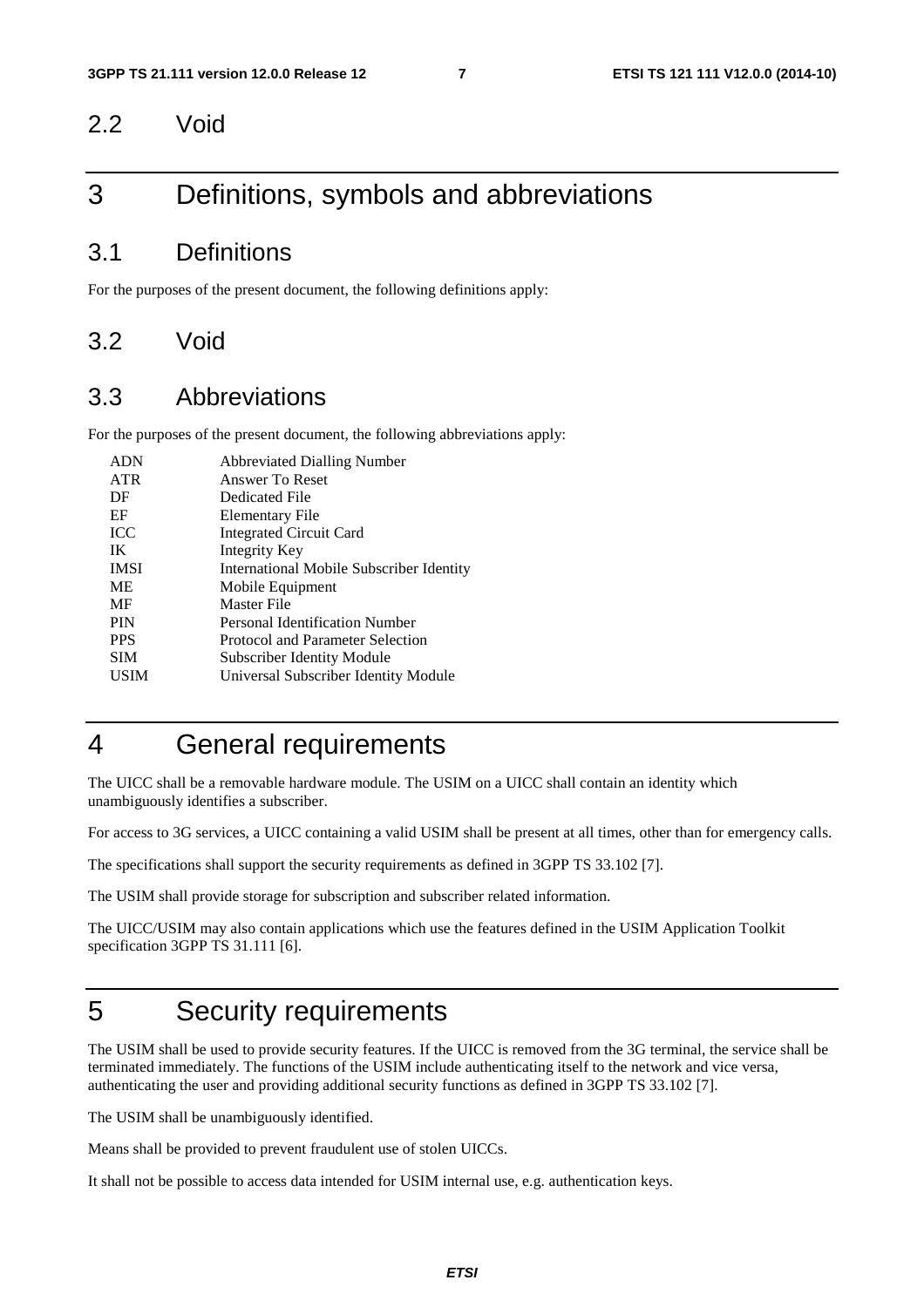## 2.2 Void

# 3 Definitions, symbols and abbreviations

## 3.1 Definitions

For the purposes of the present document, the following definitions apply:

## 3.2 Void

## 3.3 Abbreviations

For the purposes of the present document, the following abbreviations apply:

| | |
|---|---|
| ADN | Abbreviated Dialling Number |
| ATR | Answer To Reset |
| DF | Dedicated File |
| EF | Elementary File |
| ICC | Integrated Circuit Card |
| IK | Integrity Key |
| IMSI | International Mobile Subscriber Identity |
| ME | Mobile Equipment |
| MF | Master File |
| PIN | Personal Identification Number |
| PPS | Protocol and Parameter Selection |
| SIM | Subscriber Identity Module |
| USIM | Universal Subscriber Identity Module |

# 4 General requirements

The UICC shall be a removable hardware module. The USIM on a UICC shall contain an identity which unambiguously identifies a subscriber.

For access to 3G services, a UICC containing a valid USIM shall be present at all times, other than for emergency calls.

The specifications shall support the security requirements as defined in 3GPP TS 33.102 [7].

The USIM shall provide storage for subscription and subscriber related information.

The UICC/USIM may also contain applications which use the features defined in the USIM Application Toolkit specification 3GPP TS 31.111 [6].

# 5 Security requirements

The USIM shall be used to provide security features. If the UICC is removed from the 3G terminal, the service shall be terminated immediately. The functions of the USIM include authenticating itself to the network and vice versa, authenticating the user and providing additional security functions as defined in 3GPP TS 33.102 [7].

The USIM shall be unambiguously identified.

Means shall be provided to prevent fraudulent use of stolen UICCs.

It shall not be possible to access data intended for USIM internal use, e.g. authentication keys.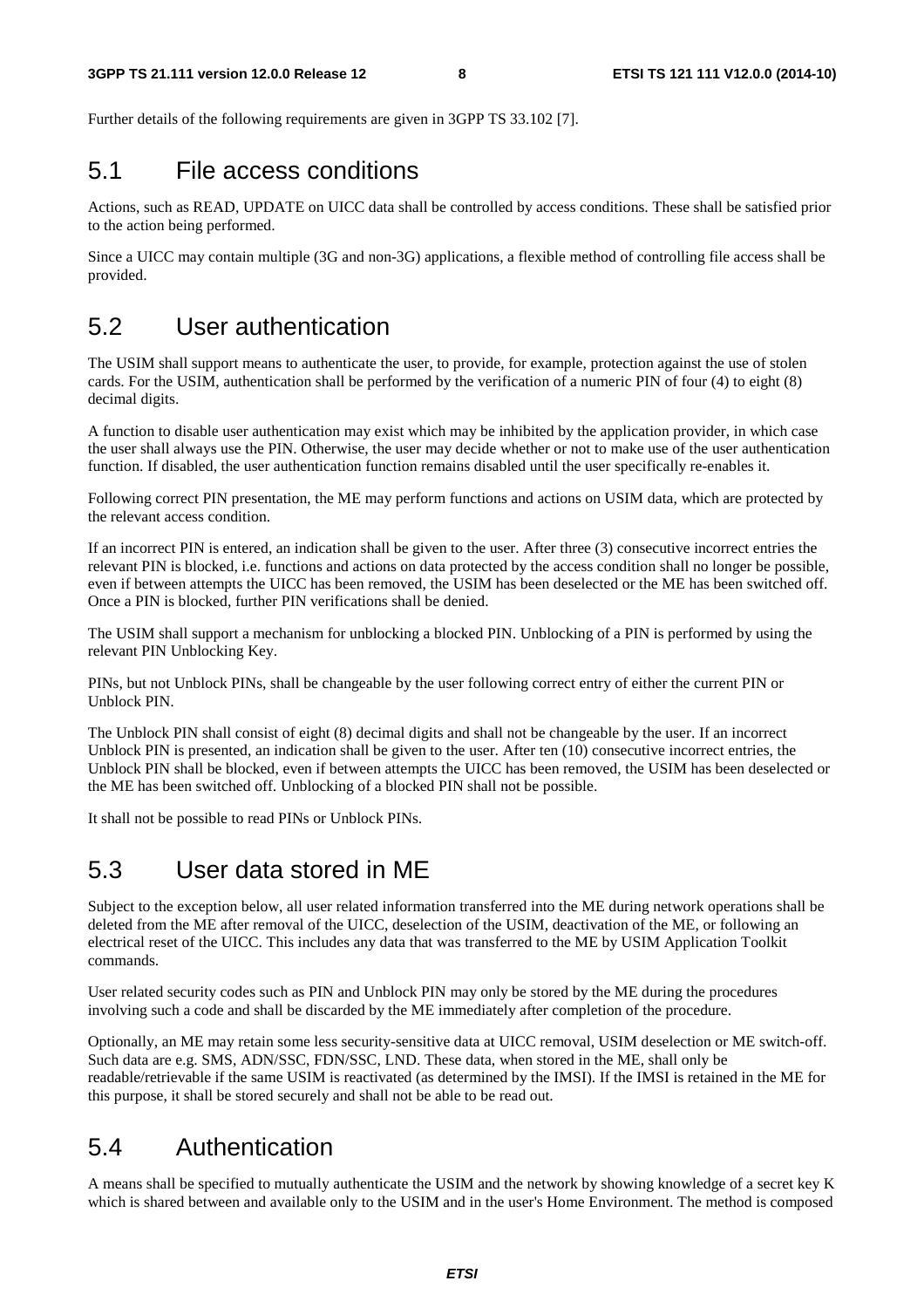Further details of the following requirements are given in 3GPP TS 33.102 [7].

## 5.1 File access conditions

Actions, such as READ, UPDATE on UICC data shall be controlled by access conditions. These shall be satisfied prior to the action being performed.

Since a UICC may contain multiple (3G and non-3G) applications, a flexible method of controlling file access shall be provided.

## 5.2 User authentication

The USIM shall support means to authenticate the user, to provide, for example, protection against the use of stolen cards. For the USIM, authentication shall be performed by the verification of a numeric PIN of four (4) to eight (8) decimal digits.

A function to disable user authentication may exist which may be inhibited by the application provider, in which case the user shall always use the PIN. Otherwise, the user may decide whether or not to make use of the user authentication function. If disabled, the user authentication function remains disabled until the user specifically re-enables it.

Following correct PIN presentation, the ME may perform functions and actions on USIM data, which are protected by the relevant access condition.

If an incorrect PIN is entered, an indication shall be given to the user. After three (3) consecutive incorrect entries the relevant PIN is blocked, i.e. functions and actions on data protected by the access condition shall no longer be possible, even if between attempts the UICC has been removed, the USIM has been deselected or the ME has been switched off. Once a PIN is blocked, further PIN verifications shall be denied.

The USIM shall support a mechanism for unblocking a blocked PIN. Unblocking of a PIN is performed by using the relevant PIN Unblocking Key.

PINs, but not Unblock PINs, shall be changeable by the user following correct entry of either the current PIN or Unblock PIN.

The Unblock PIN shall consist of eight (8) decimal digits and shall not be changeable by the user. If an incorrect Unblock PIN is presented, an indication shall be given to the user. After ten (10) consecutive incorrect entries, the Unblock PIN shall be blocked, even if between attempts the UICC has been removed, the USIM has been deselected or the ME has been switched off. Unblocking of a blocked PIN shall not be possible.

It shall not be possible to read PINs or Unblock PINs.

## 5.3 User data stored in ME

Subject to the exception below, all user related information transferred into the ME during network operations shall be deleted from the ME after removal of the UICC, deselection of the USIM, deactivation of the ME, or following an electrical reset of the UICC. This includes any data that was transferred to the ME by USIM Application Toolkit commands.

User related security codes such as PIN and Unblock PIN may only be stored by the ME during the procedures involving such a code and shall be discarded by the ME immediately after completion of the procedure.

Optionally, an ME may retain some less security-sensitive data at UICC removal, USIM deselection or ME switch-off. Such data are e.g. SMS, ADN/SSC, FDN/SSC, LND. These data, when stored in the ME, shall only be readable/retrievable if the same USIM is reactivated (as determined by the IMSI). If the IMSI is retained in the ME for this purpose, it shall be stored securely and shall not be able to be read out.

## 5.4 Authentication

A means shall be specified to mutually authenticate the USIM and the network by showing knowledge of a secret key K which is shared between and available only to the USIM and in the user's Home Environment. The method is composed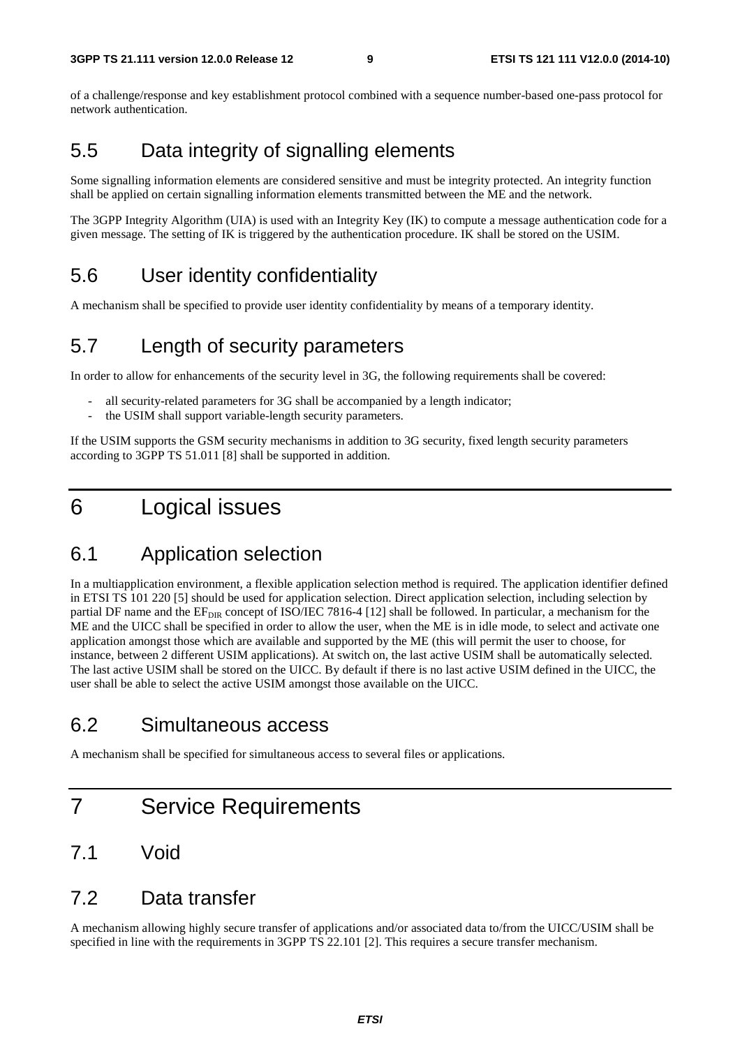of a challenge/response and key establishment protocol combined with a sequence number-based one-pass protocol for network authentication.

## 5.5 Data integrity of signalling elements

Some signalling information elements are considered sensitive and must be integrity protected. An integrity function shall be applied on certain signalling information elements transmitted between the ME and the network.

The 3GPP Integrity Algorithm (UIA) is used with an Integrity Key (IK) to compute a message authentication code for a given message. The setting of IK is triggered by the authentication procedure. IK shall be stored on the USIM.

## 5.6 User identity confidentiality

A mechanism shall be specified to provide user identity confidentiality by means of a temporary identity.

## 5.7 Length of security parameters

In order to allow for enhancements of the security level in 3G, the following requirements shall be covered:

- all security-related parameters for 3G shall be accompanied by a length indicator;
- the USIM shall support variable-length security parameters.

If the USIM supports the GSM security mechanisms in addition to 3G security, fixed length security parameters according to 3GPP TS 51.011 [8] shall be supported in addition.

# 6 Logical issues

## 6.1 Application selection

In a multiapplication environment, a flexible application selection method is required. The application identifier defined in ETSI TS 101 220 [5] should be used for application selection. Direct application selection, including selection by partial DF name and the $EF_{DIR}$ concept of ISO/IEC 7816-4 [12] shall be followed. In particular, a mechanism for the ME and the UICC shall be specified in order to allow the user, when the ME is in idle mode, to select and activate one application amongst those which are available and supported by the ME (this will permit the user to choose, for instance, between 2 different USIM applications). At switch on, the last active USIM shall be automatically selected. The last active USIM shall be stored on the UICC. By default if there is no last active USIM defined in the UICC, the user shall be able to select the active USIM amongst those available on the UICC.

## 6.2 Simultaneous access

A mechanism shall be specified for simultaneous access to several files or applications.

# 7 Service Requirements

## 7.1 Void

## 7.2 Data transfer

A mechanism allowing highly secure transfer of applications and/or associated data to/from the UICC/USIM shall be specified in line with the requirements in 3GPP TS 22.101 [2]. This requires a secure transfer mechanism.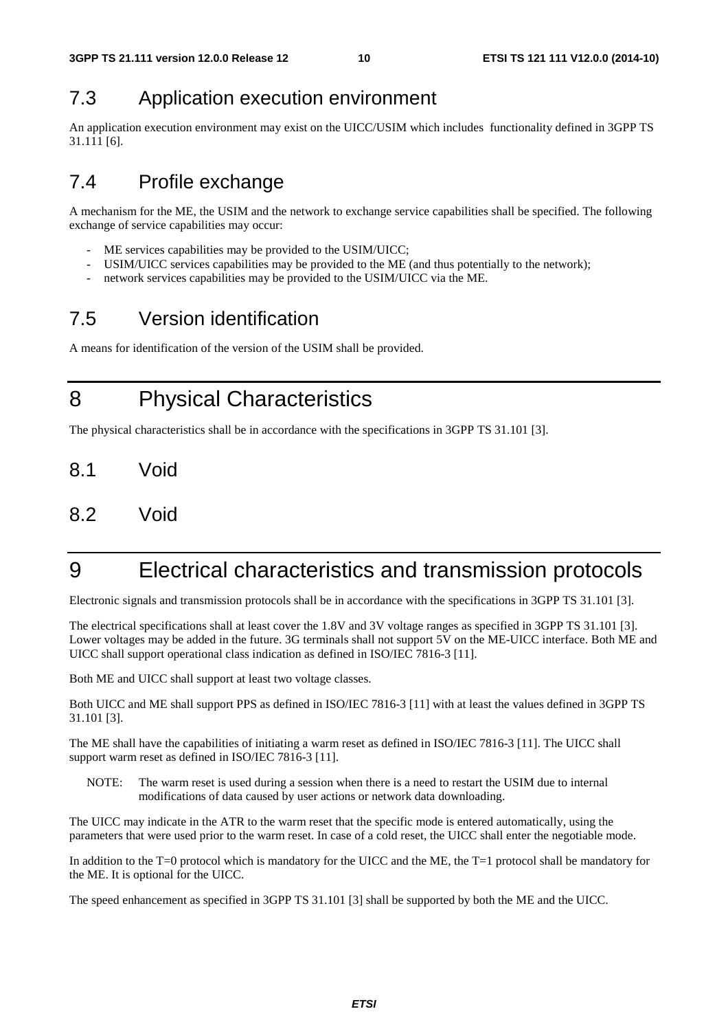## 7.3 Application execution environment

An application execution environment may exist on the UICC/USIM which includes functionality defined in 3GPP TS 31.111 [6].

## 7.4 Profile exchange

A mechanism for the ME, the USIM and the network to exchange service capabilities shall be specified. The following exchange of service capabilities may occur:

- ME services capabilities may be provided to the USIM/UICC;
- USIM/UICC services capabilities may be provided to the ME (and thus potentially to the network);
- network services capabilities may be provided to the USIM/UICC via the ME.

## 7.5 Version identification

A means for identification of the version of the USIM shall be provided.

# 8 Physical Characteristics

The physical characteristics shall be in accordance with the specifications in 3GPP TS 31.101 [3].

## 8.1 Void

## 8.2 Void

# 9 Electrical characteristics and transmission protocols

Electronic signals and transmission protocols shall be in accordance with the specifications in 3GPP TS 31.101 [3].

The electrical specifications shall at least cover the 1.8V and 3V voltage ranges as specified in 3GPP TS 31.101 [3]. Lower voltages may be added in the future. 3G terminals shall not support 5V on the ME-UICC interface. Both ME and UICC shall support operational class indication as defined in ISO/IEC 7816-3 [11].

Both ME and UICC shall support at least two voltage classes.

Both UICC and ME shall support PPS as defined in ISO/IEC 7816-3 [11] with at least the values defined in 3GPP TS 31.101 [3].

The ME shall have the capabilities of initiating a warm reset as defined in ISO/IEC 7816-3 [11]. The UICC shall support warm reset as defined in ISO/IEC 7816-3 [11].

NOTE: The warm reset is used during a session when there is a need to restart the USIM due to internal modifications of data caused by user actions or network data downloading.

The UICC may indicate in the ATR to the warm reset that the specific mode is entered automatically, using the parameters that were used prior to the warm reset. In case of a cold reset, the UICC shall enter the negotiable mode.

In addition to the T=0 protocol which is mandatory for the UICC and the ME, the T=1 protocol shall be mandatory for the ME. It is optional for the UICC.

The speed enhancement as specified in 3GPP TS 31.101 [3] shall be supported by both the ME and the UICC.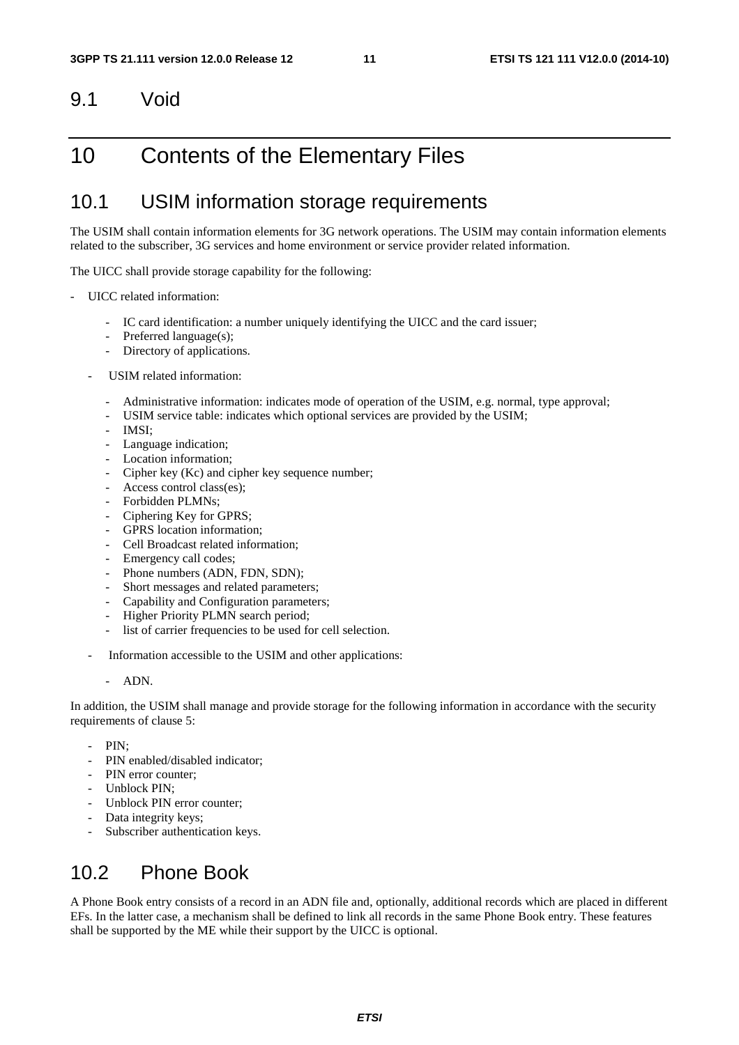## 9.1 Void

# 10 Contents of the Elementary Files

## 10.1 USIM information storage requirements

The USIM shall contain information elements for 3G network operations. The USIM may contain information elements related to the subscriber, 3G services and home environment or service provider related information.

The UICC shall provide storage capability for the following:

- UICC related information:
    - IC card identification: a number uniquely identifying the UICC and the card issuer;
    - Preferred language(s);
    - Directory of applications.
- USIM related information:
    - Administrative information: indicates mode of operation of the USIM, e.g. normal, type approval;
    - USIM service table: indicates which optional services are provided by the USIM;
    - IMSI;
    - Language indication;
    - Location information;
    - Cipher key (Kc) and cipher key sequence number;
    - Access control class(es);
    - Forbidden PLMNs;
    - Ciphering Key for GPRS;
    - GPRS location information;
    - Cell Broadcast related information;
    - Emergency call codes;
    - Phone numbers (ADN, FDN, SDN);
    - Short messages and related parameters;
    - Capability and Configuration parameters;
    - Higher Priority PLMN search period;
    - list of carrier frequencies to be used for cell selection.
- Information accessible to the USIM and other applications:
    - ADN.

In addition, the USIM shall manage and provide storage for the following information in accordance with the security requirements of clause 5:

- PIN;
- PIN enabled/disabled indicator;
- PIN error counter;
- Unblock PIN;
- Unblock PIN error counter;
- Data integrity keys;
- Subscriber authentication keys.

## 10.2 Phone Book

A Phone Book entry consists of a record in an ADN file and, optionally, additional records which are placed in different EFs. In the latter case, a mechanism shall be defined to link all records in the same Phone Book entry. These features shall be supported by the ME while their support by the UICC is optional.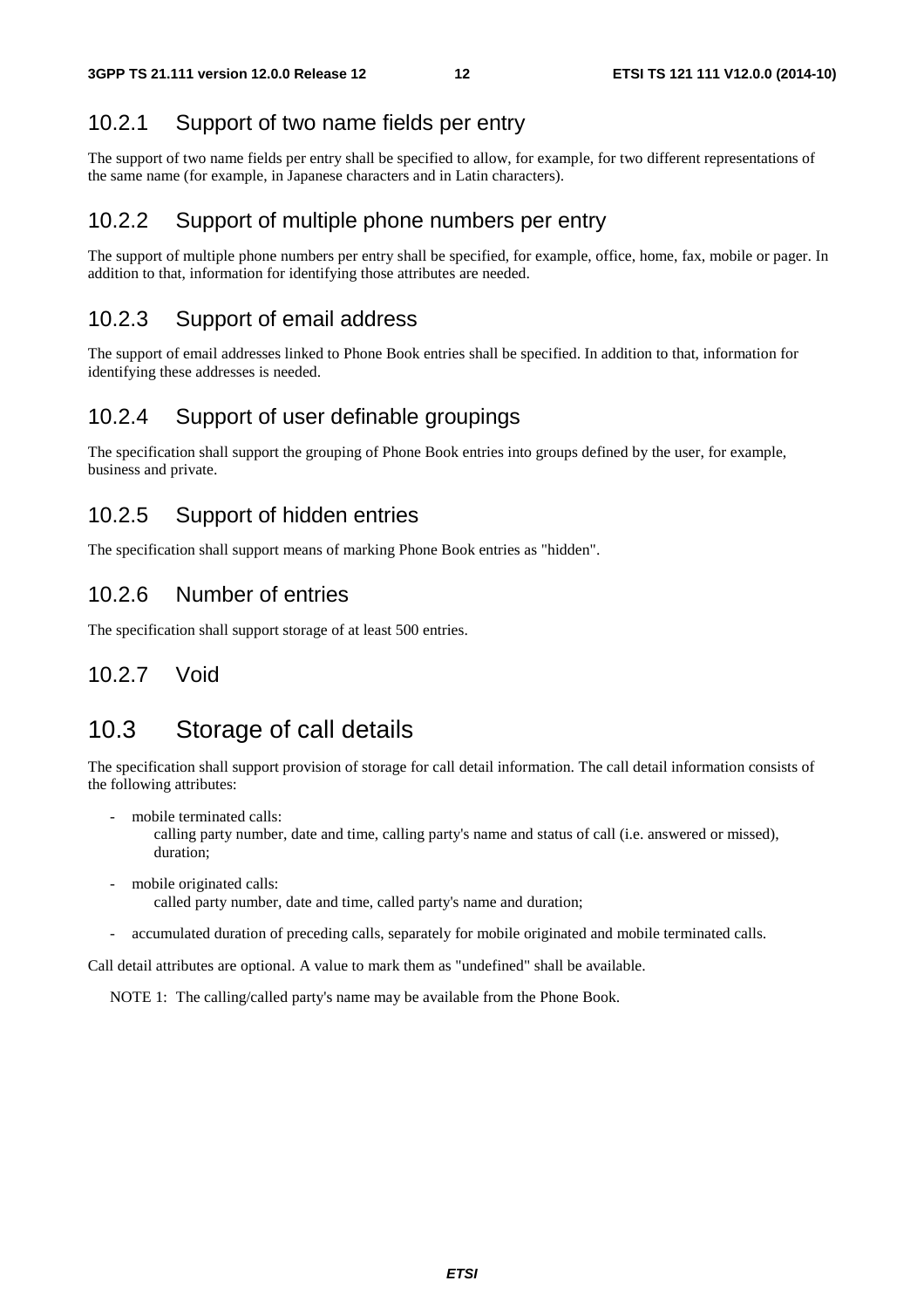### 10.2.1 Support of two name fields per entry

The support of two name fields per entry shall be specified to allow, for example, for two different representations of the same name (for example, in Japanese characters and in Latin characters).

### 10.2.2 Support of multiple phone numbers per entry

The support of multiple phone numbers per entry shall be specified, for example, office, home, fax, mobile or pager. In addition to that, information for identifying those attributes are needed.

### 10.2.3 Support of email address

The support of email addresses linked to Phone Book entries shall be specified. In addition to that, information for identifying these addresses is needed.

### 10.2.4 Support of user definable groupings

The specification shall support the grouping of Phone Book entries into groups defined by the user, for example, business and private.

### 10.2.5 Support of hidden entries

The specification shall support means of marking Phone Book entries as "hidden".

### 10.2.6 Number of entries

The specification shall support storage of at least 500 entries.

### 10.2.7 Void

## 10.3 Storage of call details

The specification shall support provision of storage for call detail information. The call detail information consists of the following attributes:

- mobile terminated calls:
  calling party number, date and time, calling party's name and status of call (i.e. answered or missed), duration;
- mobile originated calls:
  called party number, date and time, called party's name and duration;
- accumulated duration of preceding calls, separately for mobile originated and mobile terminated calls.

Call detail attributes are optional. A value to mark them as "undefined" shall be available.

NOTE 1: The calling/called party's name may be available from the Phone Book.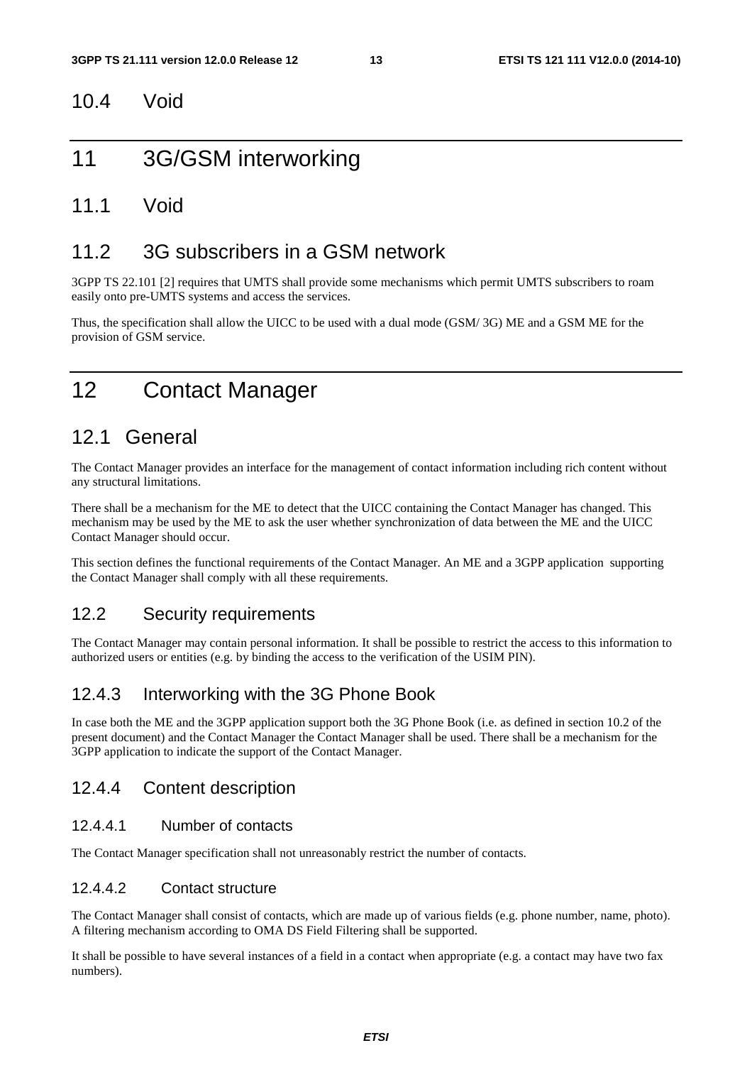## 10.4 Void

# 11 3G/GSM interworking

## 11.1 Void

## 11.2 3G subscribers in a GSM network

3GPP TS 22.101 [2] requires that UMTS shall provide some mechanisms which permit UMTS subscribers to roam easily onto pre-UMTS systems and access the services.

Thus, the specification shall allow the UICC to be used with a dual mode (GSM/ 3G) ME and a GSM ME for the provision of GSM service.

# 12 Contact Manager

## 12.1 General

The Contact Manager provides an interface for the management of contact information including rich content without any structural limitations.

There shall be a mechanism for the ME to detect that the UICC containing the Contact Manager has changed. This mechanism may be used by the ME to ask the user whether synchronization of data between the ME and the UICC Contact Manager should occur.

This section defines the functional requirements of the Contact Manager. An ME and a 3GPP application supporting the Contact Manager shall comply with all these requirements.

## 12.2 Security requirements

The Contact Manager may contain personal information. It shall be possible to restrict the access to this information to authorized users or entities (e.g. by binding the access to the verification of the USIM PIN).

## 12.4.3 Interworking with the 3G Phone Book

In case both the ME and the 3GPP application support both the 3G Phone Book (i.e. as defined in section 10.2 of the present document) and the Contact Manager the Contact Manager shall be used. There shall be a mechanism for the 3GPP application to indicate the support of the Contact Manager.

## 12.4.4 Content description

### 12.4.4.1 Number of contacts

The Contact Manager specification shall not unreasonably restrict the number of contacts.

### 12.4.4.2 Contact structure

The Contact Manager shall consist of contacts, which are made up of various fields (e.g. phone number, name, photo). A filtering mechanism according to OMA DS Field Filtering shall be supported.

It shall be possible to have several instances of a field in a contact when appropriate (e.g. a contact may have two fax numbers).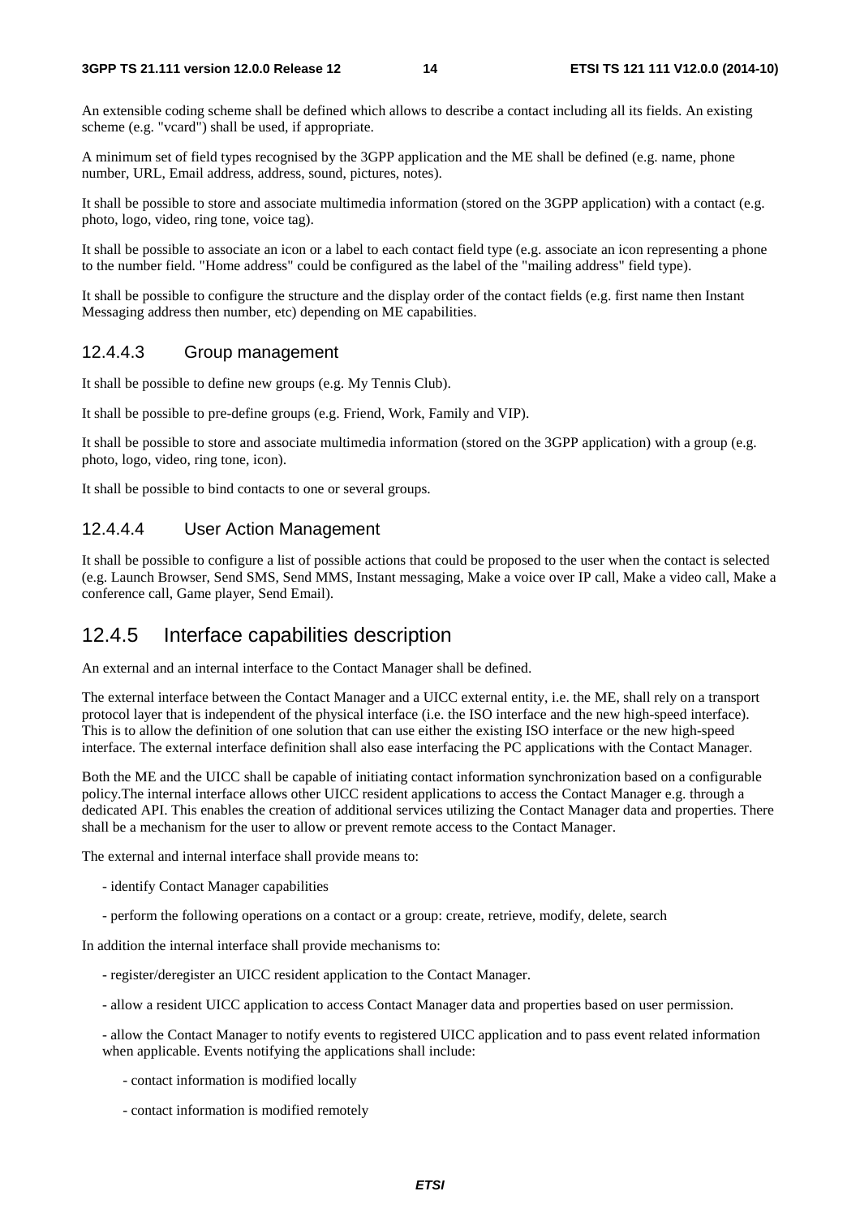An extensible coding scheme shall be defined which allows to describe a contact including all its fields. An existing scheme (e.g. "vcard") shall be used, if appropriate.

A minimum set of field types recognised by the 3GPP application and the ME shall be defined (e.g. name, phone number, URL, Email address, address, sound, pictures, notes).

It shall be possible to store and associate multimedia information (stored on the 3GPP application) with a contact (e.g. photo, logo, video, ring tone, voice tag).

It shall be possible to associate an icon or a label to each contact field type (e.g. associate an icon representing a phone to the number field. "Home address" could be configured as the label of the "mailing address" field type).

It shall be possible to configure the structure and the display order of the contact fields (e.g. first name then Instant Messaging address then number, etc) depending on ME capabilities.

#### 12.4.4.3 Group management

It shall be possible to define new groups (e.g. My Tennis Club).

It shall be possible to pre-define groups (e.g. Friend, Work, Family and VIP).

It shall be possible to store and associate multimedia information (stored on the 3GPP application) with a group (e.g. photo, logo, video, ring tone, icon).

It shall be possible to bind contacts to one or several groups.

#### 12.4.4.4 User Action Management

It shall be possible to configure a list of possible actions that could be proposed to the user when the contact is selected (e.g. Launch Browser, Send SMS, Send MMS, Instant messaging, Make a voice over IP call, Make a video call, Make a conference call, Game player, Send Email).

### 12.4.5 Interface capabilities description

An external and an internal interface to the Contact Manager shall be defined.

The external interface between the Contact Manager and a UICC external entity, i.e. the ME, shall rely on a transport protocol layer that is independent of the physical interface (i.e. the ISO interface and the new high-speed interface). This is to allow the definition of one solution that can use either the existing ISO interface or the new high-speed interface. The external interface definition shall also ease interfacing the PC applications with the Contact Manager.

Both the ME and the UICC shall be capable of initiating contact information synchronization based on a configurable policy.The internal interface allows other UICC resident applications to access the Contact Manager e.g. through a dedicated API. This enables the creation of additional services utilizing the Contact Manager data and properties. There shall be a mechanism for the user to allow or prevent remote access to the Contact Manager.

The external and internal interface shall provide means to:

- identify Contact Manager capabilities
- perform the following operations on a contact or a group: create, retrieve, modify, delete, search

In addition the internal interface shall provide mechanisms to:

- register/deregister an UICC resident application to the Contact Manager.
- allow a resident UICC application to access Contact Manager data and properties based on user permission.
- allow the Contact Manager to notify events to registered UICC application and to pass event related information when applicable. Events notifying the applications shall include:
  - contact information is modified locally
  - contact information is modified remotely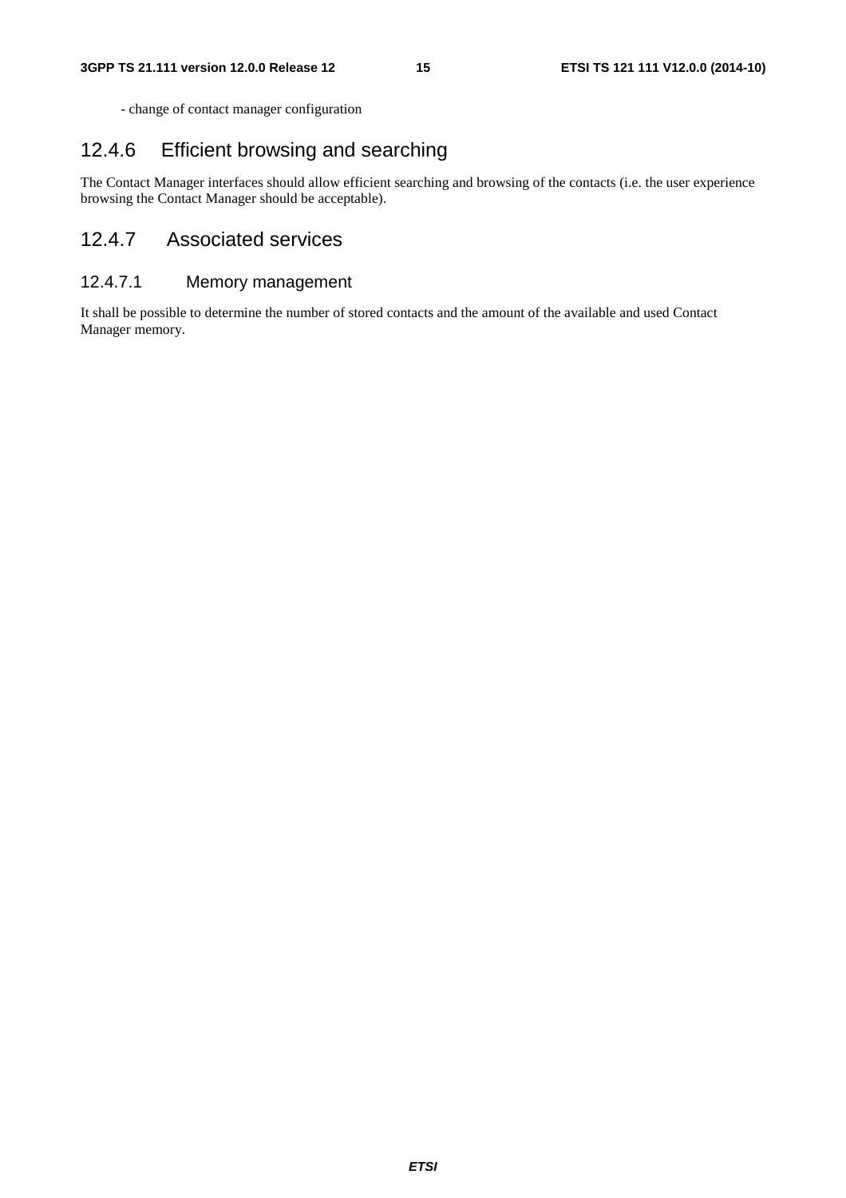- change of contact manager configuration

## 12.4.6 Efficient browsing and searching

The Contact Manager interfaces should allow efficient searching and browsing of the contacts (i.e. the user experience browsing the Contact Manager should be acceptable).

## 12.4.7 Associated services

### 12.4.7.1 Memory management

It shall be possible to determine the number of stored contacts and the amount of the available and used Contact Manager memory.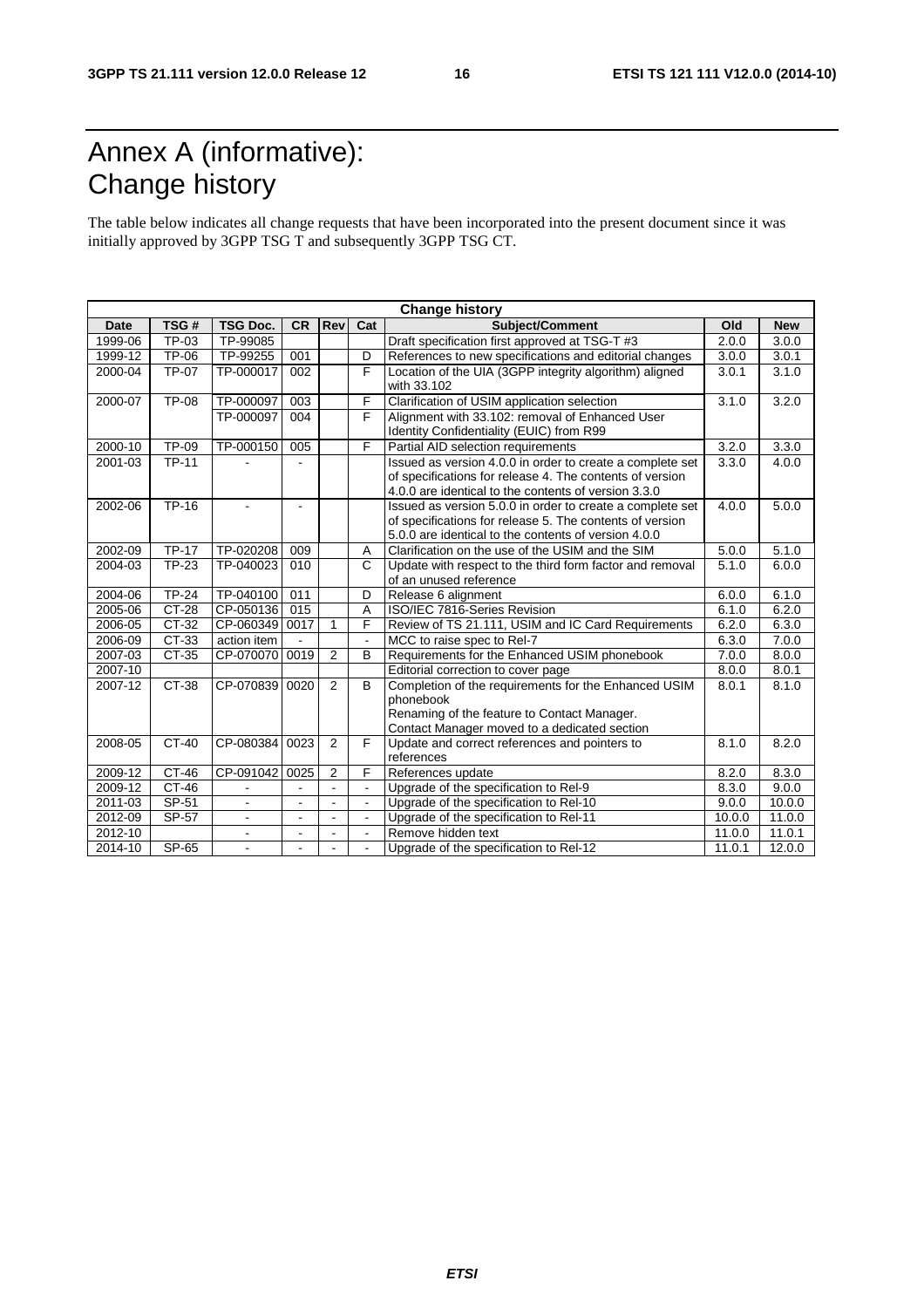# Annex A (informative): Change history

The table below indicates all change requests that have been incorporated into the present document since it was initially approved by 3GPP TSG T and subsequently 3GPP TSG CT.

| Change history | | | | | | | | |
|---|---|---|---|---|---|---|---|---|
| **Date** | **TSG #** | **TSG Doc.** | **CR** | **Rev** | **Cat** | **Subject/Comment** | **Old** | **New** |
| 1999-06 | TP-03 | TP-99085 | | | | Draft specification first approved at TSG-T #3 | 2.0.0 | 3.0.0 |
| 1999-12 | TP-06 | TP-99255 | 001 | | D | References to new specifications and editorial changes | 3.0.0 | 3.0.1 |
| 2000-04 | TP-07 | TP-000017 | 002 | | F | Location of the UIA (3GPP integrity algorithm) aligned with 33.102 | 3.0.1 | 3.1.0 |
| 2000-07 | TP-08 | TP-000097 | 003 | | F | Clarification of USIM application selection | 3.1.0 | 3.2.0 |
| | | TP-000097 | 004 | | F | Alignment with 33.102: removal of Enhanced User Identity Confidentiality (EUIC) from R99 | | |
| 2000-10 | TP-09 | TP-000150 | 005 | | F | Partial AID selection requirements | 3.2.0 | 3.3.0 |
| 2001-03 | TP-11 | - | - | | | Issued as version 4.0.0 in order to create a complete set of specifications for release 4. The contents of version 4.0.0 are identical to the contents of version 3.3.0 | 3.3.0 | 4.0.0 |
| 2002-06 | TP-16 | - | - | | | Issued as version 5.0.0 in order to create a complete set of specifications for release 5. The contents of version 5.0.0 are identical to the contents of version 4.0.0 | 4.0.0 | 5.0.0 |
| 2002-09 | TP-17 | TP-020208 | 009 | | A | Clarification on the use of the USIM and the SIM | 5.0.0 | 5.1.0 |
| 2004-03 | TP-23 | TP-040023 | 010 | | C | Update with respect to the third form factor and removal of an unused reference | 5.1.0 | 6.0.0 |
| 2004-06 | TP-24 | TP-040100 | 011 | | D | Release 6 alignment | 6.0.0 | 6.1.0 |
| 2005-06 | CT-28 | CP-050136 | 015 | | A | ISO/IEC 7816-Series Revision | 6.1.0 | 6.2.0 |
| 2006-05 | CT-32 | CP-060349 | 0017 | 1 | F | Review of TS 21.111, USIM and IC Card Requirements | 6.2.0 | 6.3.0 |
| 2006-09 | CT-33 | action item | - | | - | MCC to raise spec to Rel-7 | 6.3.0 | 7.0.0 |
| 2007-03 | CT-35 | CP-070070 | 0019 | 2 | B | Requirements for the Enhanced USIM phonebook | 7.0.0 | 8.0.0 |
| 2007-10 | | | | | | Editorial correction to cover page | 8.0.0 | 8.0.1 |
| 2007-12 | CT-38 | CP-070839 | 0020 | 2 | B | Completion of the requirements for the Enhanced USIM phonebook<br>Renaming of the feature to Contact Manager.<br>Contact Manager moved to a dedicated section | 8.0.1 | 8.1.0 |
| 2008-05 | CT-40 | CP-080384 | 0023 | 2 | F | Update and correct references and pointers to references | 8.1.0 | 8.2.0 |
| 2009-12 | CT-46 | CP-091042 | 0025 | 2 | F | References update | 8.2.0 | 8.3.0 |
| 2009-12 | CT-46 | - | - | - | - | Upgrade of the specification to Rel-9 | 8.3.0 | 9.0.0 |
| 2011-03 | SP-51 | - | - | - | - | Upgrade of the specification to Rel-10 | 9.0.0 | 10.0.0 |
| 2012-09 | SP-57 | - | - | - | - | Upgrade of the specification to Rel-11 | 10.0.0 | 11.0.0 |
| 2012-10 | | - | - | - | - | Remove hidden text | 11.0.0 | 11.0.1 |
| 2014-10 | SP-65 | - | - | - | - | Upgrade of the specification to Rel-12 | 11.0.1 | 12.0.0 |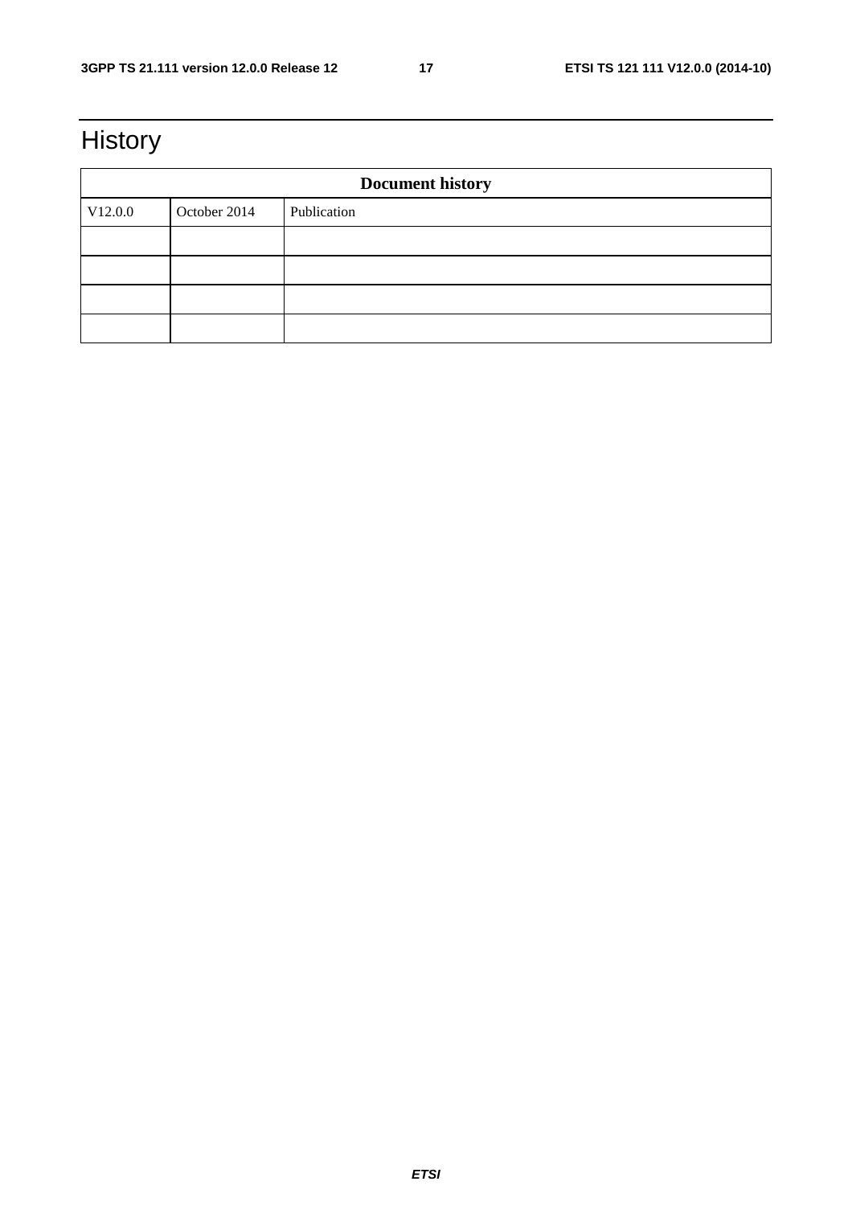# History

| Document history | | |
|---|---|---|
| V12.0.0 | October 2014 | Publication |
| | | |
| | | |
| | | |
| | | |